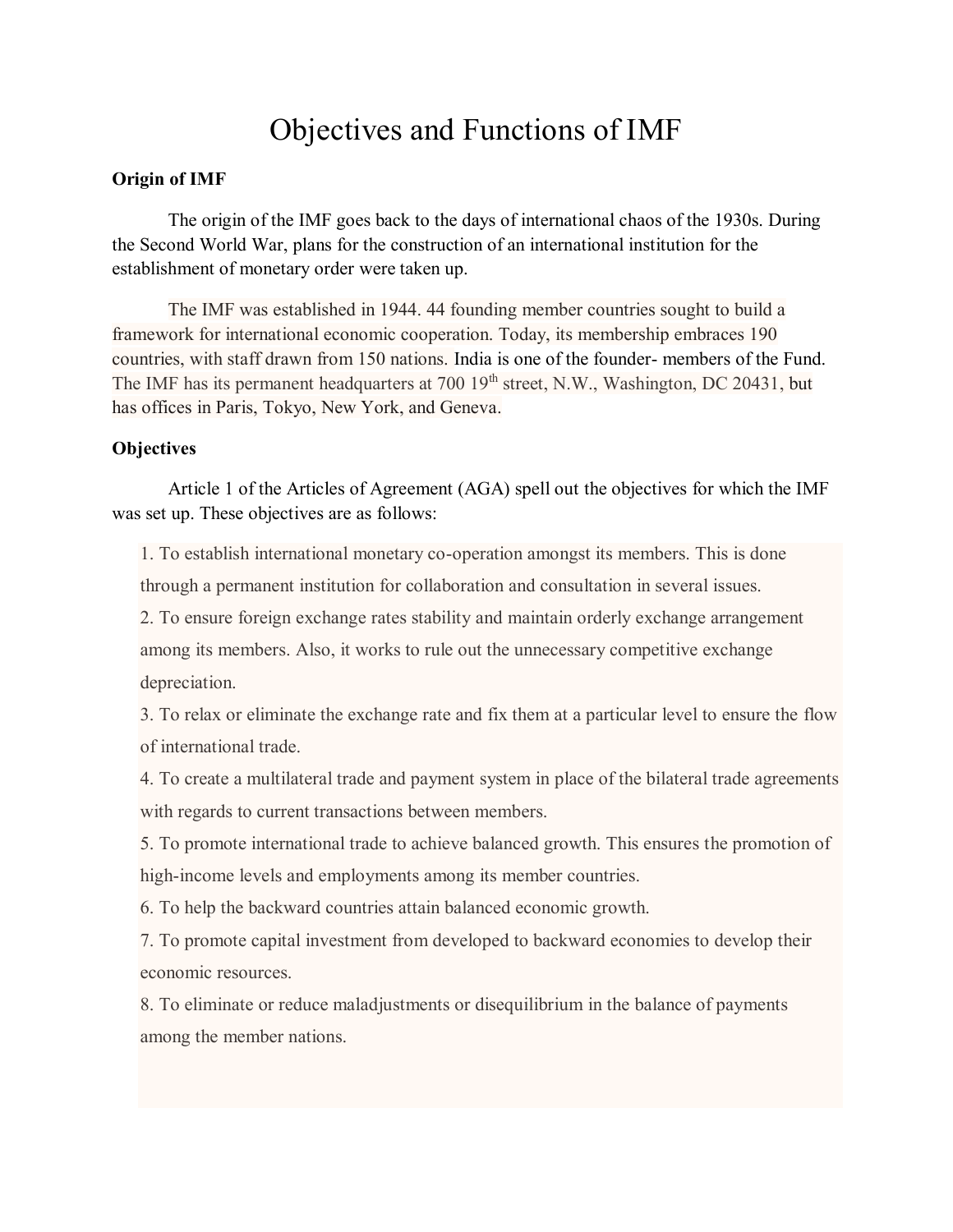# Objectives and Functions of IMF

**Origin of IMF**

The origin of the IMF goes back to the days of international chaos of the 1930s. During the Second World War, plans for the construction of an international institution for the establishment of monetary order were taken up.

The IMF was established in 1944. 44 founding member countries sought to build a framework for international economic cooperation. Today, its membership embraces 190 countries, with staff drawn from 150 nations. India is one of the founder- members of the Fund. The IMF has its permanent headquarters at 700 19th street, N.W., Washington, DC 20431, but has offices in Paris, Tokyo, New York, and Geneva.

**Objectives**

Article 1 of the Articles of Agreement (AGA) spell out the objectives for which the IMF was set up. These objectives are as follows:

1. To establish international monetary co-operation amongst its members. This is done through a permanent institution for collaboration and consultation in several issues.
2. To ensure foreign exchange rates stability and maintain orderly exchange arrangement among its members. Also, it works to rule out the unnecessary competitive exchange depreciation.
3. To relax or eliminate the exchange rate and fix them at a particular level to ensure the flow of international trade.
4. To create a multilateral trade and payment system in place of the bilateral trade agreements with regards to current transactions between members.
5. To promote international trade to achieve balanced growth. This ensures the promotion of high-income levels and employments among its member countries.
6. To help the backward countries attain balanced economic growth.
7. To promote capital investment from developed to backward economies to develop their economic resources.
8. To eliminate or reduce maladjustments or disequilibrium in the balance of payments among the member nations.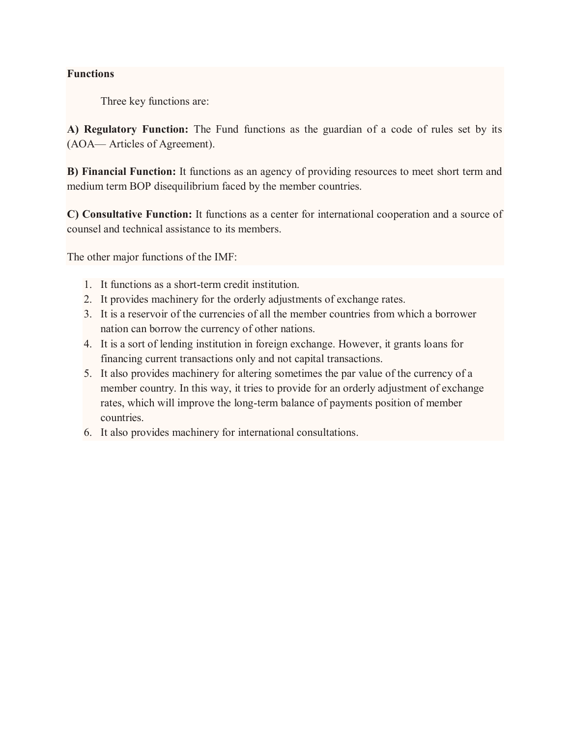**Functions**

Three key functions are:

**A) Regulatory Function:** The Fund functions as the guardian of a code of rules set by its (AOA— Articles of Agreement).

**B) Financial Function:** It functions as an agency of providing resources to meet short term and medium term BOP disequilibrium faced by the member countries.

**C) Consultative Function:** It functions as a center for international cooperation and a source of counsel and technical assistance to its members.

The other major functions of the IMF:

1. It functions as a short-term credit institution.
2. It provides machinery for the orderly adjustments of exchange rates.
3. It is a reservoir of the currencies of all the member countries from which a borrower nation can borrow the currency of other nations.
4. It is a sort of lending institution in foreign exchange. However, it grants loans for financing current transactions only and not capital transactions.
5. It also provides machinery for altering sometimes the par value of the currency of a member country. In this way, it tries to provide for an orderly adjustment of exchange rates, which will improve the long-term balance of payments position of member countries.
6. It also provides machinery for international consultations.